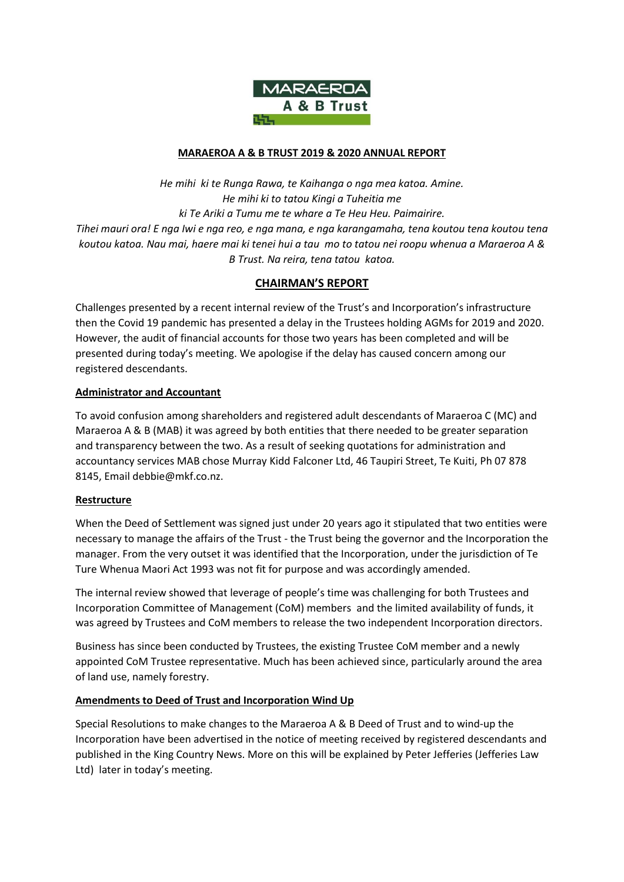MARAEROA
A & B Trust

# MARAEROA A & B TRUST 2019 & 2020 ANNUAL REPORT

*He mihi ki te Runga Rawa, te Kaihanga o nga mea katoa. Amine.*
*He mihi ki to tatou Kingi a Tuheitia me*
*ki Te Ariki a Tumu me te whare a Te Heu Heu. Paimairire.*
*Tihei mauri ora! E nga Iwi e nga reo, e nga mana, e nga karangamaha, tena koutou tena koutou tena koutou katoa. Nau mai, haere mai ki tenei hui a tau mo to tatou nei roopu whenua a Maraeroa A & B Trust. Na reira, tena tatou katoa.*

## CHAIRMAN'S REPORT

Challenges presented by a recent internal review of the Trust's and Incorporation's infrastructure then the Covid 19 pandemic has presented a delay in the Trustees holding AGMs for 2019 and 2020. However, the audit of financial accounts for those two years has been completed and will be presented during today's meeting. We apologise if the delay has caused concern among our registered descendants.

### Administrator and Accountant

To avoid confusion among shareholders and registered adult descendants of Maraeroa C (MC) and Maraeroa A & B (MAB) it was agreed by both entities that there needed to be greater separation and transparency between the two. As a result of seeking quotations for administration and accountancy services MAB chose Murray Kidd Falconer Ltd, 46 Taupiri Street, Te Kuiti, Ph 07 878 8145, Email debbie@mkf.co.nz.

### Restructure

When the Deed of Settlement was signed just under 20 years ago it stipulated that two entities were necessary to manage the affairs of the Trust - the Trust being the governor and the Incorporation the manager. From the very outset it was identified that the Incorporation, under the jurisdiction of Te Ture Whenua Maori Act 1993 was not fit for purpose and was accordingly amended.

The internal review showed that leverage of people's time was challenging for both Trustees and Incorporation Committee of Management (CoM) members and the limited availability of funds, it was agreed by Trustees and CoM members to release the two independent Incorporation directors.

Business has since been conducted by Trustees, the existing Trustee CoM member and a newly appointed CoM Trustee representative. Much has been achieved since, particularly around the area of land use, namely forestry.

### Amendments to Deed of Trust and Incorporation Wind Up

Special Resolutions to make changes to the Maraeroa A & B Deed of Trust and to wind-up the Incorporation have been advertised in the notice of meeting received by registered descendants and published in the King Country News. More on this will be explained by Peter Jefferies (Jefferies Law Ltd) later in today's meeting.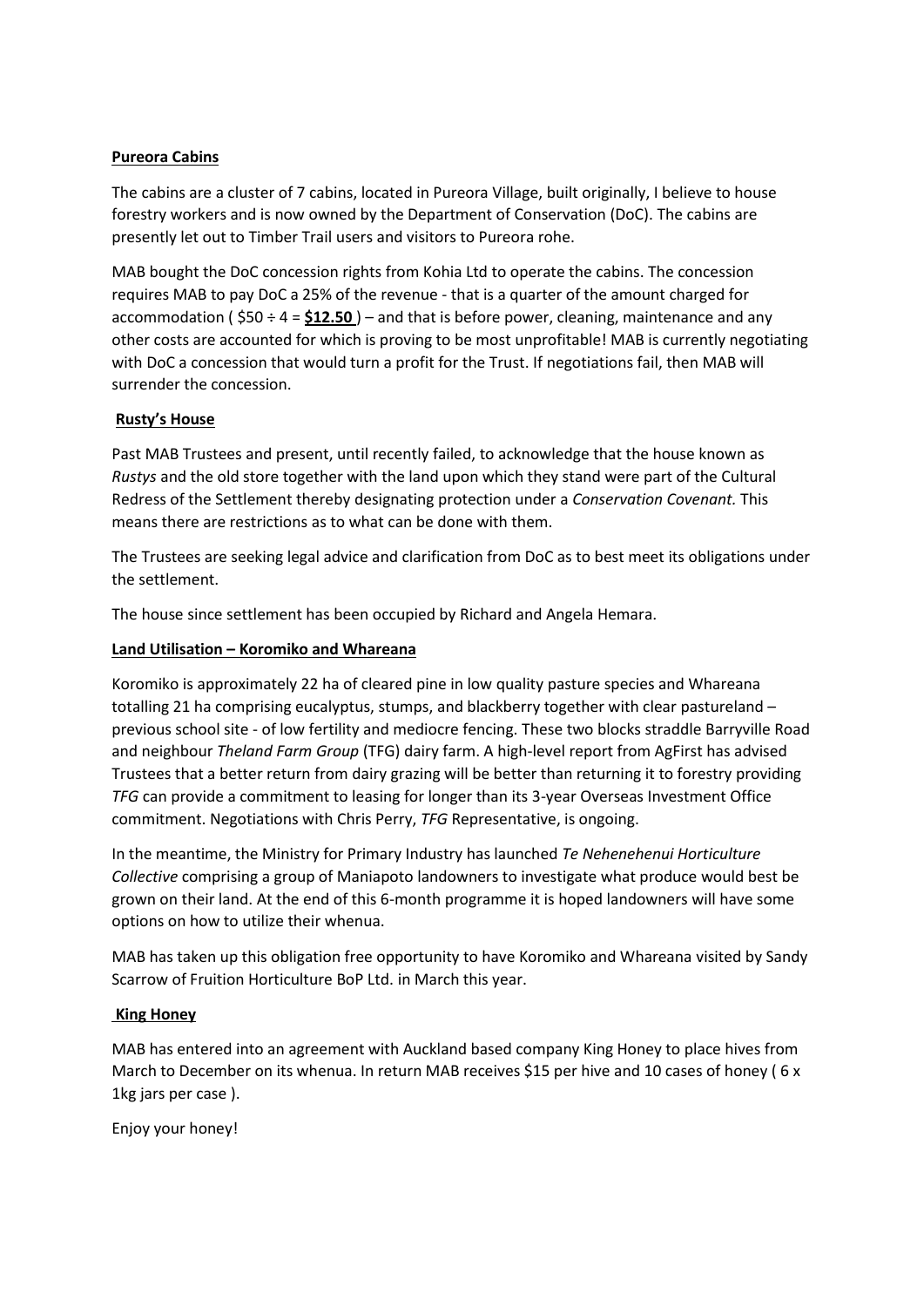**Pureora Cabins**

The cabins are a cluster of 7 cabins, located in Pureora Village, built originally, I believe to house forestry workers and is now owned by the Department of Conservation (DoC). The cabins are presently let out to Timber Trail users and visitors to Pureora rohe.

MAB bought the DoC concession rights from Kohia Ltd to operate the cabins. The concession requires MAB to pay DoC a 25% of the revenue - that is a quarter of the amount charged for accommodation ( $50 ÷ 4 = **$12.50** ) – and that is before power, cleaning, maintenance and any other costs are accounted for which is proving to be most unprofitable! MAB is currently negotiating with DoC a concession that would turn a profit for the Trust. If negotiations fail, then MAB will surrender the concession.

**Rusty's House**

Past MAB Trustees and present, until recently failed, to acknowledge that the house known as *Rustys* and the old store together with the land upon which they stand were part of the Cultural Redress of the Settlement thereby designating protection under a *Conservation Covenant.* This means there are restrictions as to what can be done with them.

The Trustees are seeking legal advice and clarification from DoC as to best meet its obligations under the settlement.

The house since settlement has been occupied by Richard and Angela Hemara.

**Land Utilisation – Koromiko and Whareana**

Koromiko is approximately 22 ha of cleared pine in low quality pasture species and Whareana totalling 21 ha comprising eucalyptus, stumps, and blackberry together with clear pastureland – previous school site - of low fertility and mediocre fencing. These two blocks straddle Barryville Road and neighbour *Theland Farm Group* (TFG) dairy farm. A high-level report from AgFirst has advised Trustees that a better return from dairy grazing will be better than returning it to forestry providing *TFG* can provide a commitment to leasing for longer than its 3-year Overseas Investment Office commitment. Negotiations with Chris Perry, *TFG* Representative, is ongoing.

In the meantime, the Ministry for Primary Industry has launched *Te Nehenehenui Horticulture Collective* comprising a group of Maniapoto landowners to investigate what produce would best be grown on their land. At the end of this 6-month programme it is hoped landowners will have some options on how to utilize their whenua.

MAB has taken up this obligation free opportunity to have Koromiko and Whareana visited by Sandy Scarrow of Fruition Horticulture BoP Ltd. in March this year.

**King Honey**

MAB has entered into an agreement with Auckland based company King Honey to place hives from March to December on its whenua. In return MAB receives $15 per hive and 10 cases of honey ( 6 x 1kg jars per case ).

Enjoy your honey!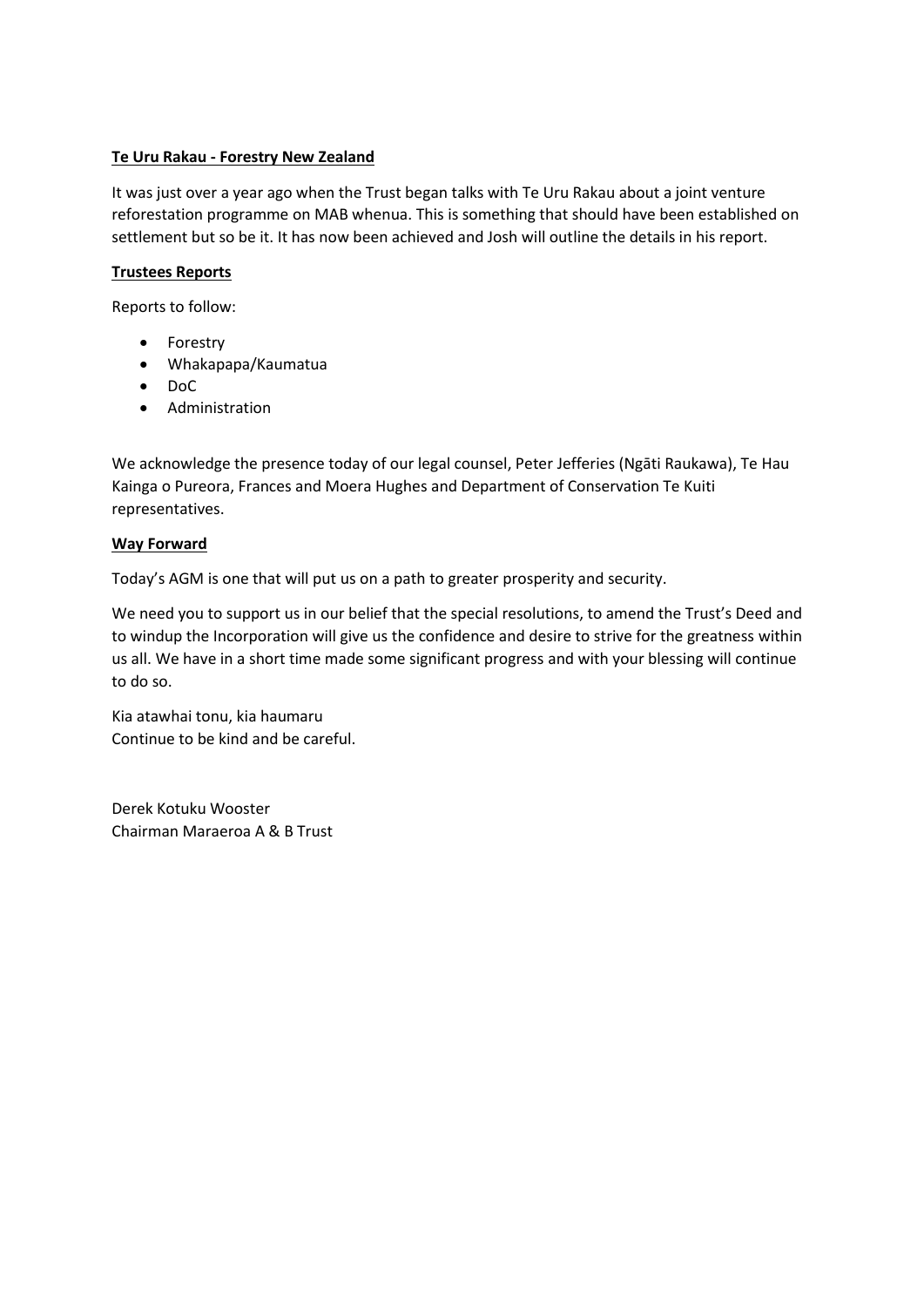**Te Uru Rakau - Forestry New Zealand**

It was just over a year ago when the Trust began talks with Te Uru Rakau about a joint venture reforestation programme on MAB whenua. This is something that should have been established on settlement but so be it. It has now been achieved and Josh will outline the details in his report.

**Trustees Reports**

Reports to follow:

- Forestry
- Whakapapa/Kaumatua
- DoC
- Administration

We acknowledge the presence today of our legal counsel, Peter Jefferies (Ngāti Raukawa), Te Hau Kainga o Pureora, Frances and Moera Hughes and Department of Conservation Te Kuiti representatives.

**Way Forward**

Today's AGM is one that will put us on a path to greater prosperity and security.

We need you to support us in our belief that the special resolutions, to amend the Trust's Deed and to windup the Incorporation will give us the confidence and desire to strive for the greatness within us all. We have in a short time made some significant progress and with your blessing will continue to do so.

Kia atawhai tonu, kia haumaru
Continue to be kind and be careful.

Derek Kotuku Wooster
Chairman Maraeroa A & B Trust